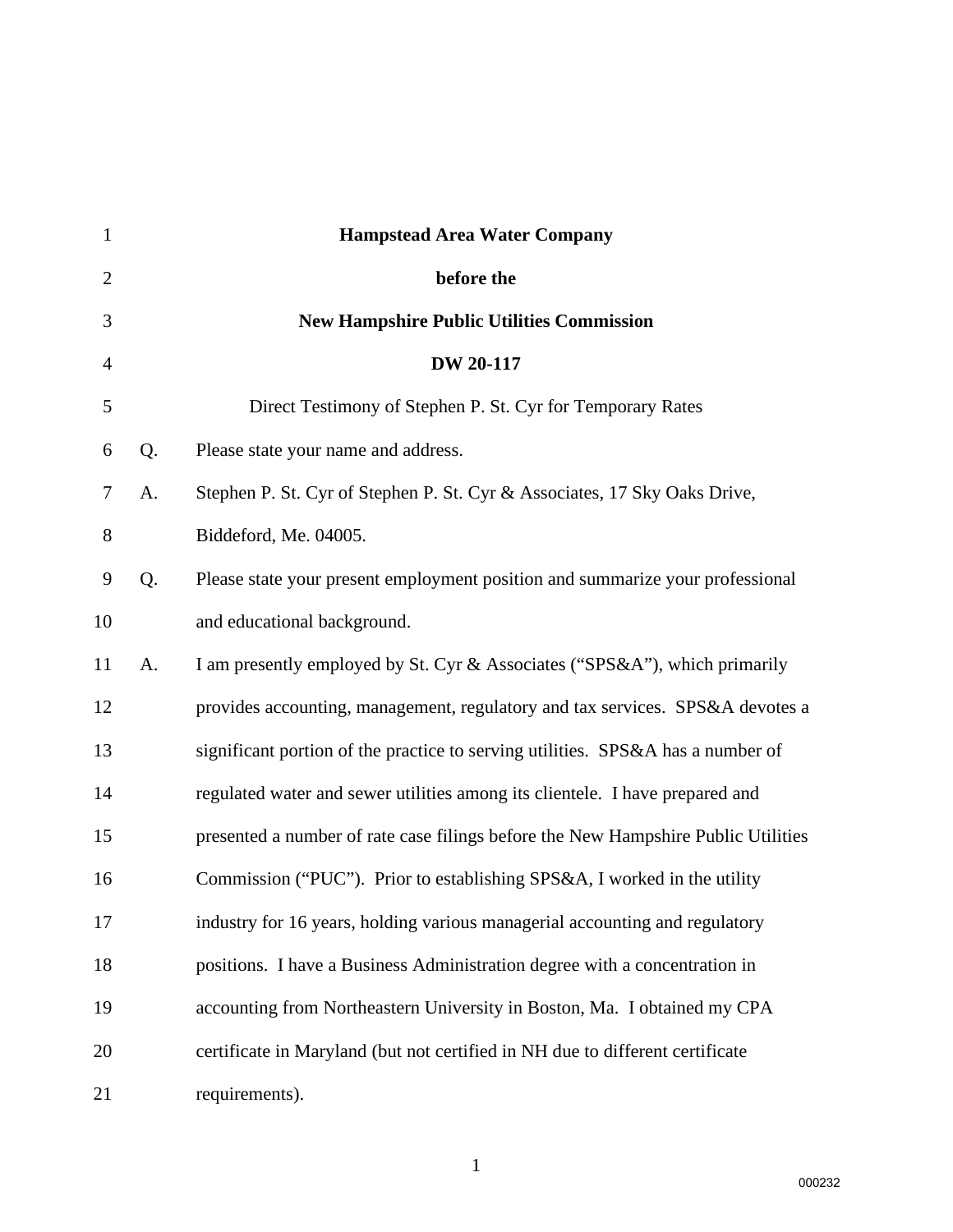**Hampstead Area Water Company**

**before the**

**New Hampshire Public Utilities Commission**

**DW 20-117**

Direct Testimony of Stephen P. St. Cyr for Temporary Rates

Q. Please state your name and address.

A. Stephen P. St. Cyr of Stephen P. St. Cyr & Associates, 17 Sky Oaks Drive, Biddeford, Me. 04005.

Q. Please state your present employment position and summarize your professional and educational background.

A. I am presently employed by St. Cyr & Associates ("SPS&A"), which primarily provides accounting, management, regulatory and tax services. SPS&A devotes a significant portion of the practice to serving utilities. SPS&A has a number of regulated water and sewer utilities among its clientele. I have prepared and presented a number of rate case filings before the New Hampshire Public Utilities Commission ("PUC"). Prior to establishing SPS&A, I worked in the utility industry for 16 years, holding various managerial accounting and regulatory positions. I have a Business Administration degree with a concentration in accounting from Northeastern University in Boston, Ma. I obtained my CPA certificate in Maryland (but not certified in NH due to different certificate requirements).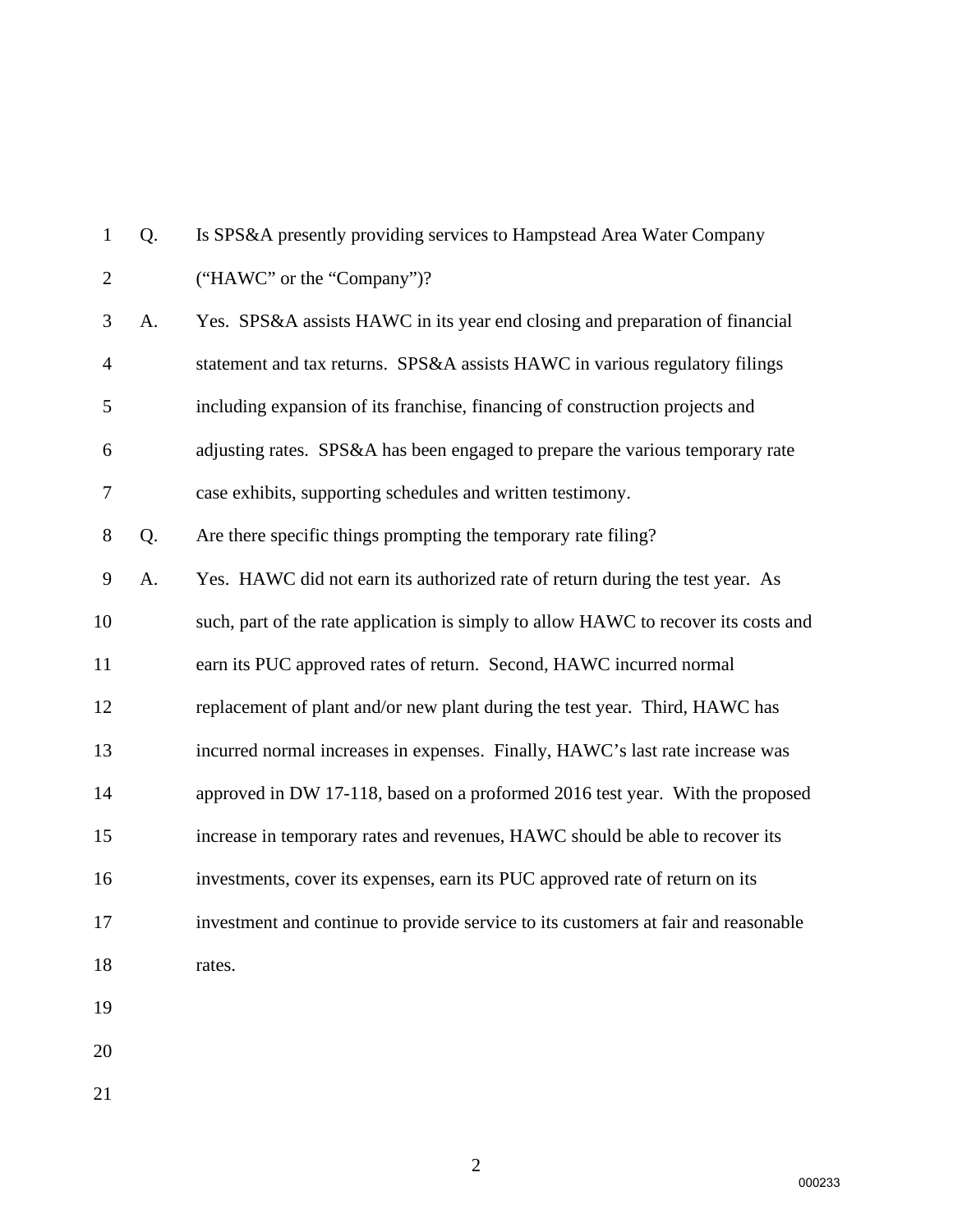Q. Is SPS&A presently providing services to Hampstead Area Water Company ("HAWC" or the "Company")?

A. Yes. SPS&A assists HAWC in its year end closing and preparation of financial statement and tax returns. SPS&A assists HAWC in various regulatory filings including expansion of its franchise, financing of construction projects and adjusting rates. SPS&A has been engaged to prepare the various temporary rate case exhibits, supporting schedules and written testimony.

Q. Are there specific things prompting the temporary rate filing?

A. Yes. HAWC did not earn its authorized rate of return during the test year. As such, part of the rate application is simply to allow HAWC to recover its costs and earn its PUC approved rates of return. Second, HAWC incurred normal replacement of plant and/or new plant during the test year. Third, HAWC has incurred normal increases in expenses. Finally, HAWC's last rate increase was approved in DW 17-118, based on a proformed 2016 test year. With the proposed increase in temporary rates and revenues, HAWC should be able to recover its investments, cover its expenses, earn its PUC approved rate of return on its investment and continue to provide service to its customers at fair and reasonable rates.

000233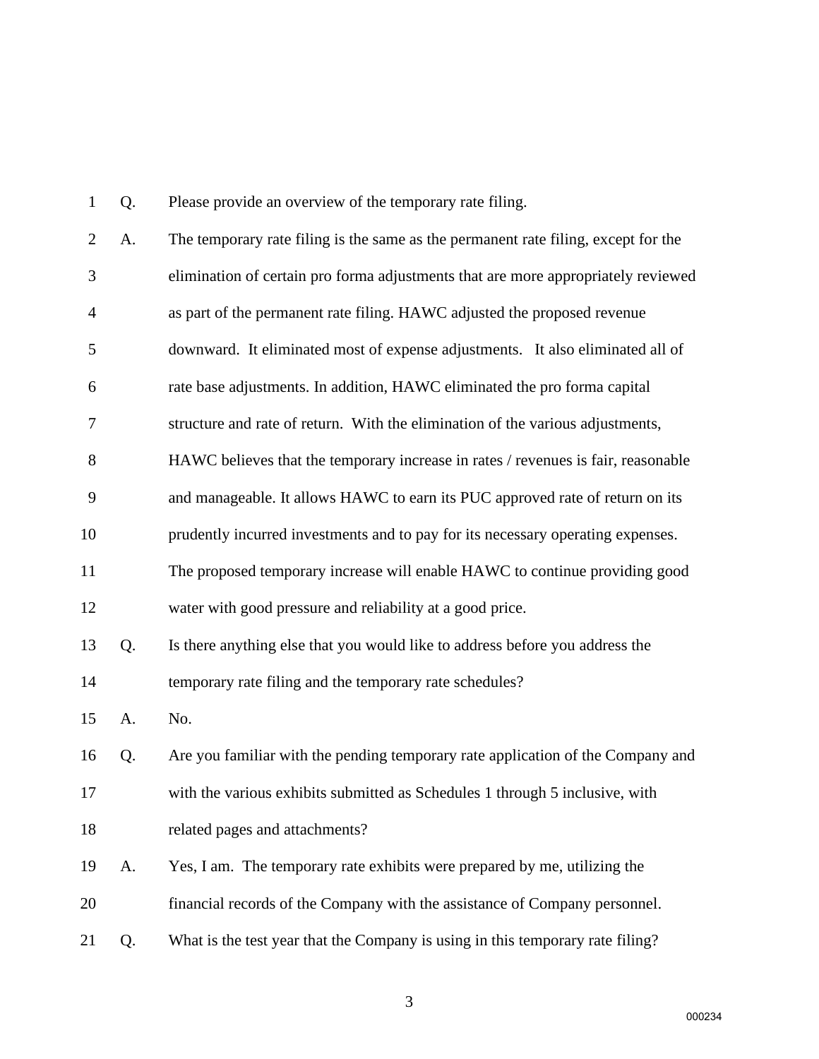Q. Please provide an overview of the temporary rate filing.

A. The temporary rate filing is the same as the permanent rate filing, except for the elimination of certain pro forma adjustments that are more appropriately reviewed as part of the permanent rate filing. HAWC adjusted the proposed revenue downward. It eliminated most of expense adjustments. It also eliminated all of rate base adjustments. In addition, HAWC eliminated the pro forma capital structure and rate of return. With the elimination of the various adjustments, HAWC believes that the temporary increase in rates / revenues is fair, reasonable and manageable. It allows HAWC to earn its PUC approved rate of return on its prudently incurred investments and to pay for its necessary operating expenses. The proposed temporary increase will enable HAWC to continue providing good water with good pressure and reliability at a good price.

Q. Is there anything else that you would like to address before you address the temporary rate filing and the temporary rate schedules?

A. No.

Q. Are you familiar with the pending temporary rate application of the Company and with the various exhibits submitted as Schedules 1 through 5 inclusive, with related pages and attachments?

A. Yes, I am. The temporary rate exhibits were prepared by me, utilizing the financial records of the Company with the assistance of Company personnel.

Q. What is the test year that the Company is using in this temporary rate filing?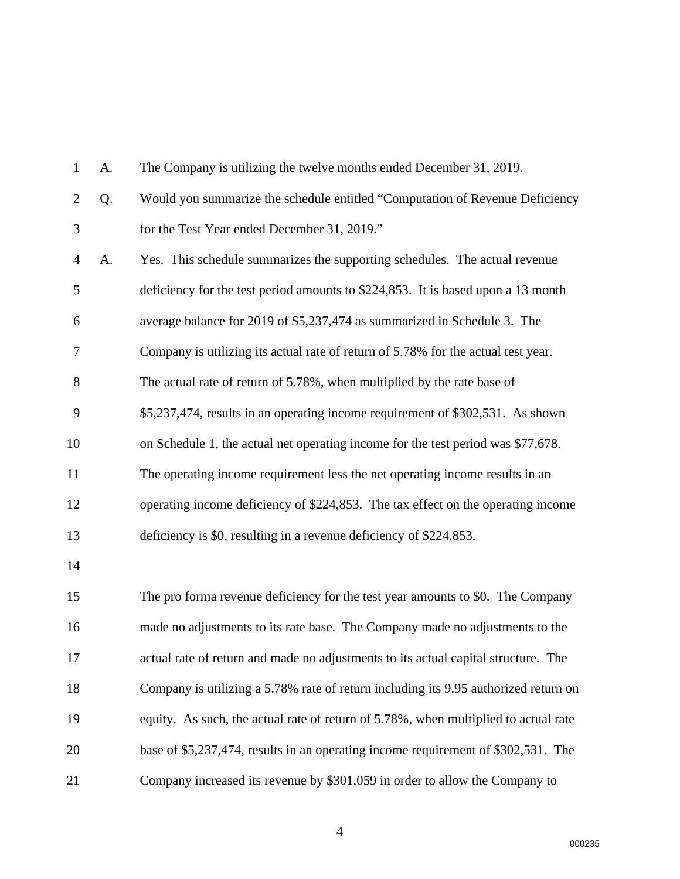A. The Company is utilizing the twelve months ended December 31, 2019.

Q. Would you summarize the schedule entitled "Computation of Revenue Deficiency for the Test Year ended December 31, 2019."

A. Yes. This schedule summarizes the supporting schedules. The actual revenue deficiency for the test period amounts to $224,853. It is based upon a 13 month average balance for 2019 of $5,237,474 as summarized in Schedule 3. The Company is utilizing its actual rate of return of 5.78% for the actual test year. The actual rate of return of 5.78%, when multiplied by the rate base of $5,237,474, results in an operating income requirement of $302,531. As shown on Schedule 1, the actual net operating income for the test period was $77,678. The operating income requirement less the net operating income results in an operating income deficiency of $224,853. The tax effect on the operating income deficiency is $0, resulting in a revenue deficiency of $224,853.

The pro forma revenue deficiency for the test year amounts to $0. The Company made no adjustments to its rate base. The Company made no adjustments to the actual rate of return and made no adjustments to its actual capital structure. The Company is utilizing a 5.78% rate of return including its 9.95 authorized return on equity. As such, the actual rate of return of 5.78%, when multiplied to actual rate base of $5,237,474, results in an operating income requirement of $302,531. The Company increased its revenue by $301,059 in order to allow the Company to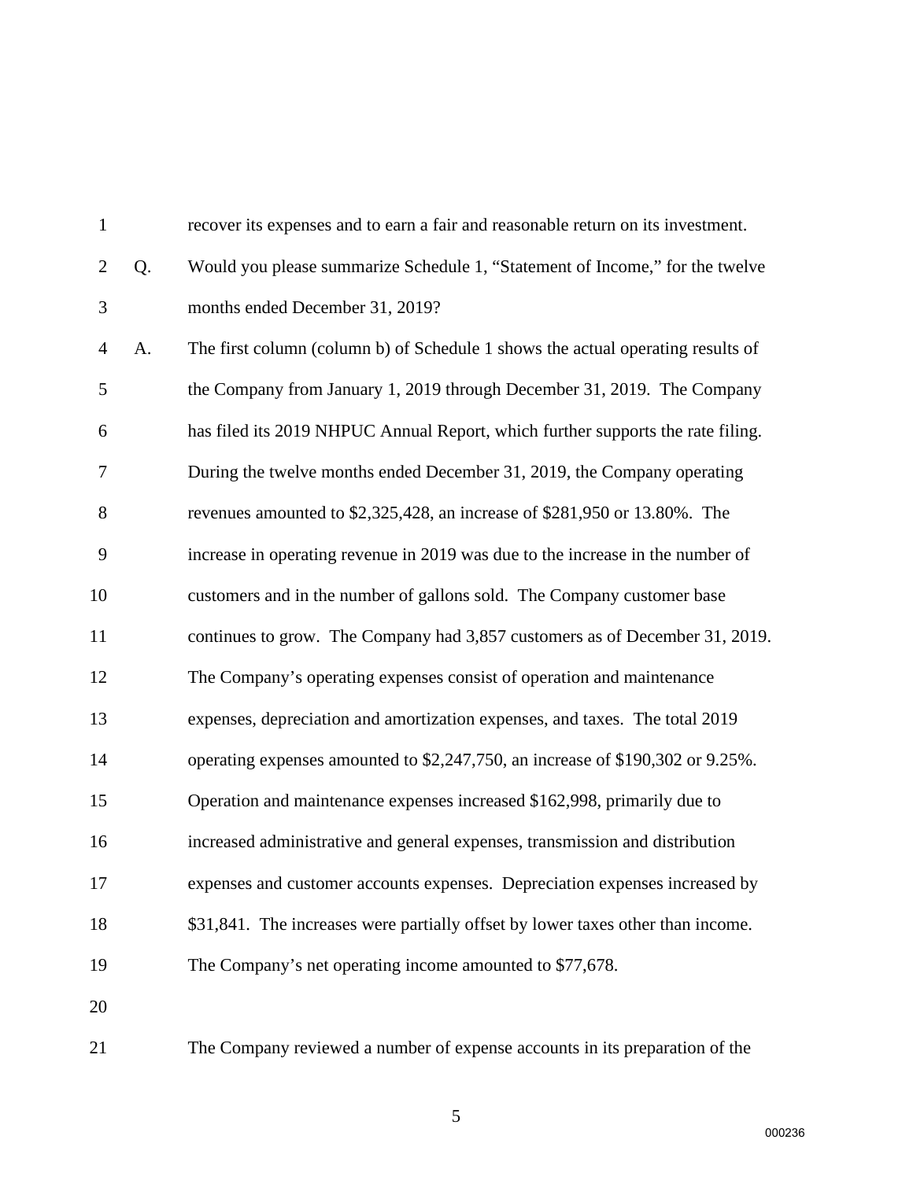recover its expenses and to earn a fair and reasonable return on its investment.

Q. Would you please summarize Schedule 1, "Statement of Income," for the twelve months ended December 31, 2019?

A. The first column (column b) of Schedule 1 shows the actual operating results of the Company from January 1, 2019 through December 31, 2019. The Company has filed its 2019 NHPUC Annual Report, which further supports the rate filing. During the twelve months ended December 31, 2019, the Company operating revenues amounted to $2,325,428, an increase of $281,950 or 13.80%. The increase in operating revenue in 2019 was due to the increase in the number of customers and in the number of gallons sold. The Company customer base continues to grow. The Company had 3,857 customers as of December 31, 2019. The Company's operating expenses consist of operation and maintenance expenses, depreciation and amortization expenses, and taxes. The total 2019 operating expenses amounted to $2,247,750, an increase of $190,302 or 9.25%. Operation and maintenance expenses increased $162,998, primarily due to increased administrative and general expenses, transmission and distribution expenses and customer accounts expenses. Depreciation expenses increased by $31,841. The increases were partially offset by lower taxes other than income. The Company's net operating income amounted to $77,678.

The Company reviewed a number of expense accounts in its preparation of the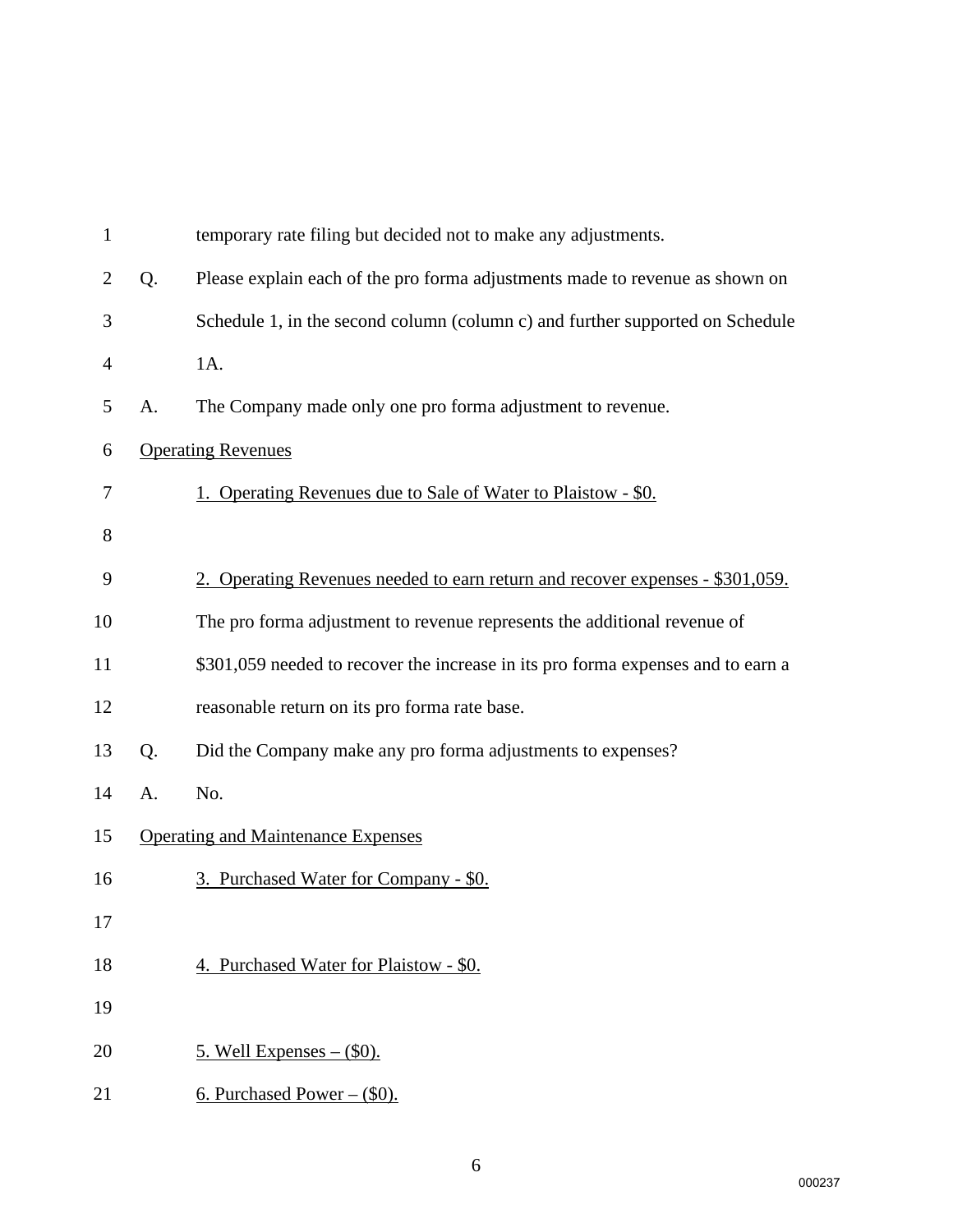temporary rate filing but decided not to make any adjustments.

Q. Please explain each of the pro forma adjustments made to revenue as shown on Schedule 1, in the second column (column c) and further supported on Schedule 1A.

A. The Company made only one pro forma adjustment to revenue.

Operating Revenues

1. Operating Revenues due to Sale of Water to Plaistow - $0.

2. Operating Revenues needed to earn return and recover expenses - $301,059.

The pro forma adjustment to revenue represents the additional revenue of $301,059 needed to recover the increase in its pro forma expenses and to earn a reasonable return on its pro forma rate base.

Q. Did the Company make any pro forma adjustments to expenses?

A. No.

Operating and Maintenance Expenses

3. Purchased Water for Company - $0.

4. Purchased Water for Plaistow - $0.

5. Well Expenses – ($0).

6. Purchased Power – ($0).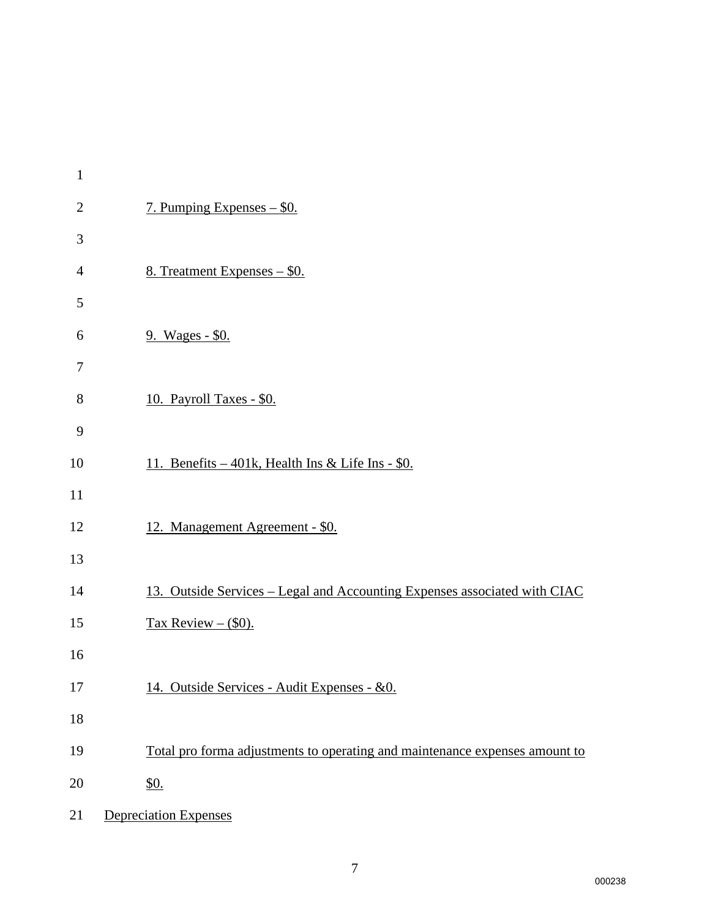7. Pumping Expenses – $0.

8. Treatment Expenses – $0.

9. Wages - $0.

10. Payroll Taxes - $0.

11. Benefits – 401k, Health Ins & Life Ins - $0.

12. Management Agreement - $0.

13. Outside Services – Legal and Accounting Expenses associated with CIAC Tax Review – ($0).

14. Outside Services - Audit Expenses - &0.

Total pro forma adjustments to operating and maintenance expenses amount to $0.

Depreciation Expenses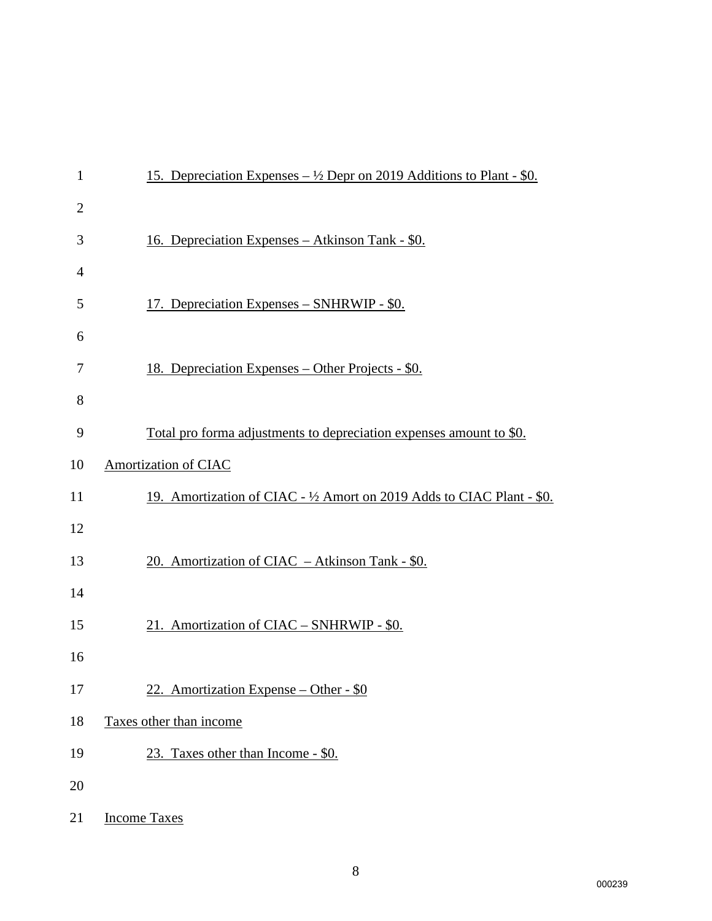15. Depreciation Expenses – ½ Depr on 2019 Additions to Plant - $0.

16. Depreciation Expenses – Atkinson Tank - $0.

17. Depreciation Expenses – SNHRWIP - $0.

18. Depreciation Expenses – Other Projects - $0.

Total pro forma adjustments to depreciation expenses amount to $0.

Amortization of CIAC

19. Amortization of CIAC - ½ Amort on 2019 Adds to CIAC Plant - $0.

20. Amortization of CIAC – Atkinson Tank - $0.

21. Amortization of CIAC – SNHRWIP - $0.

22. Amortization Expense – Other - $0

Taxes other than income

23. Taxes other than Income - $0.

Income Taxes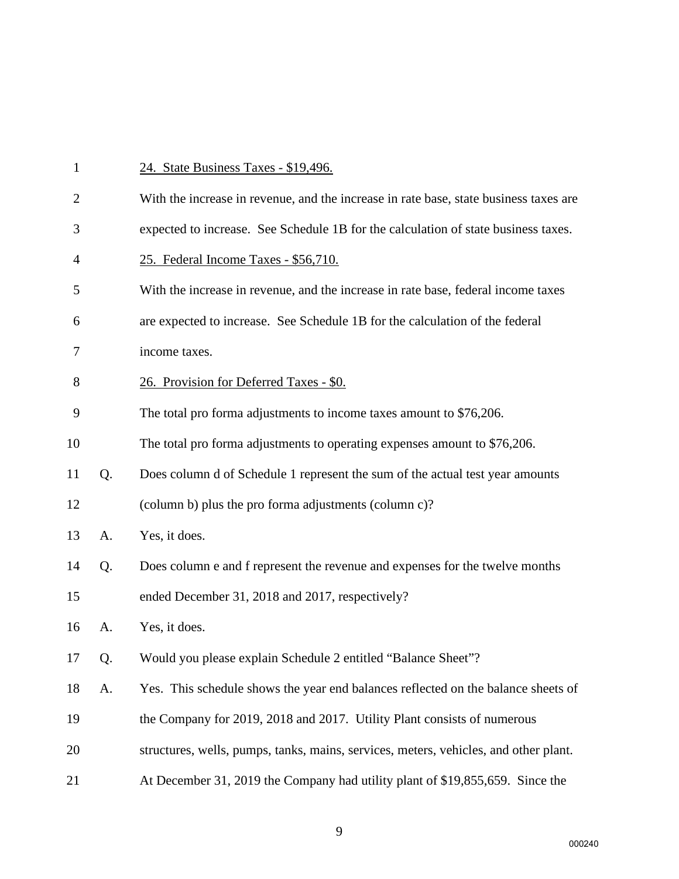<u>24. State Business Taxes - $19,496.</u>

With the increase in revenue, and the increase in rate base, state business taxes are expected to increase. See Schedule 1B for the calculation of state business taxes.

<u>25. Federal Income Taxes - $56,710.</u>

With the increase in revenue, and the increase in rate base, federal income taxes are expected to increase. See Schedule 1B for the calculation of the federal income taxes.

<u>26. Provision for Deferred Taxes - $0.</u>

The total pro forma adjustments to income taxes amount to $76,206.

The total pro forma adjustments to operating expenses amount to $76,206.

Q. Does column d of Schedule 1 represent the sum of the actual test year amounts (column b) plus the pro forma adjustments (column c)?

A. Yes, it does.

Q. Does column e and f represent the revenue and expenses for the twelve months ended December 31, 2018 and 2017, respectively?

A. Yes, it does.

Q. Would you please explain Schedule 2 entitled "Balance Sheet"?

A. Yes. This schedule shows the year end balances reflected on the balance sheets of the Company for 2019, 2018 and 2017. Utility Plant consists of numerous structures, wells, pumps, tanks, mains, services, meters, vehicles, and other plant. At December 31, 2019 the Company had utility plant of $19,855,659. Since the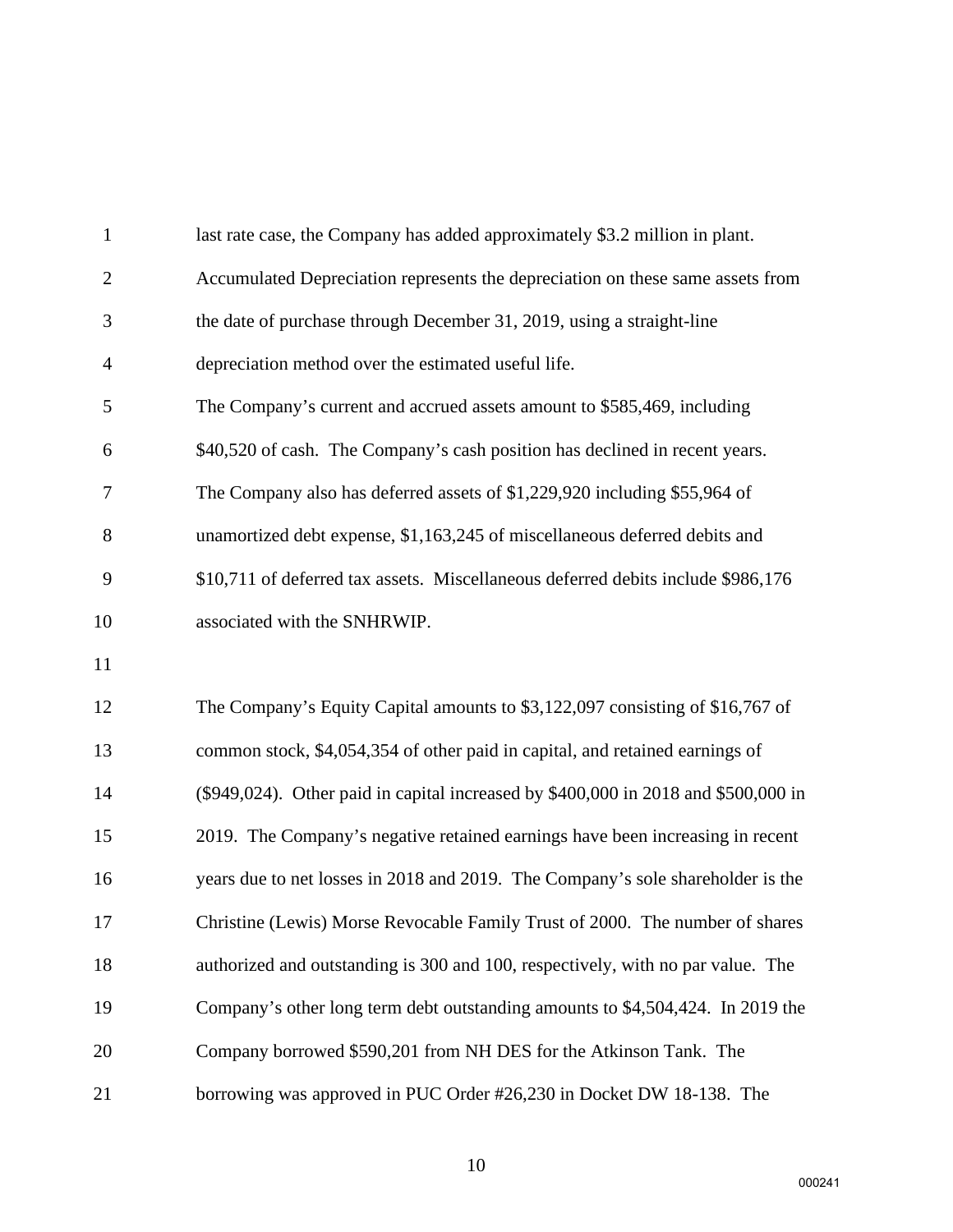last rate case, the Company has added approximately $3.2 million in plant. Accumulated Depreciation represents the depreciation on these same assets from the date of purchase through December 31, 2019, using a straight-line depreciation method over the estimated useful life.

The Company's current and accrued assets amount to $585,469, including $40,520 of cash. The Company's cash position has declined in recent years. The Company also has deferred assets of $1,229,920 including $55,964 of unamortized debt expense, $1,163,245 of miscellaneous deferred debits and $10,711 of deferred tax assets. Miscellaneous deferred debits include $986,176 associated with the SNHRWIP.

The Company's Equity Capital amounts to $3,122,097 consisting of $16,767 of common stock, $4,054,354 of other paid in capital, and retained earnings of ($949,024). Other paid in capital increased by $400,000 in 2018 and $500,000 in 2019. The Company's negative retained earnings have been increasing in recent years due to net losses in 2018 and 2019. The Company's sole shareholder is the Christine (Lewis) Morse Revocable Family Trust of 2000. The number of shares authorized and outstanding is 300 and 100, respectively, with no par value. The Company's other long term debt outstanding amounts to $4,504,424. In 2019 the Company borrowed $590,201 from NH DES for the Atkinson Tank. The borrowing was approved in PUC Order #26,230 in Docket DW 18-138. The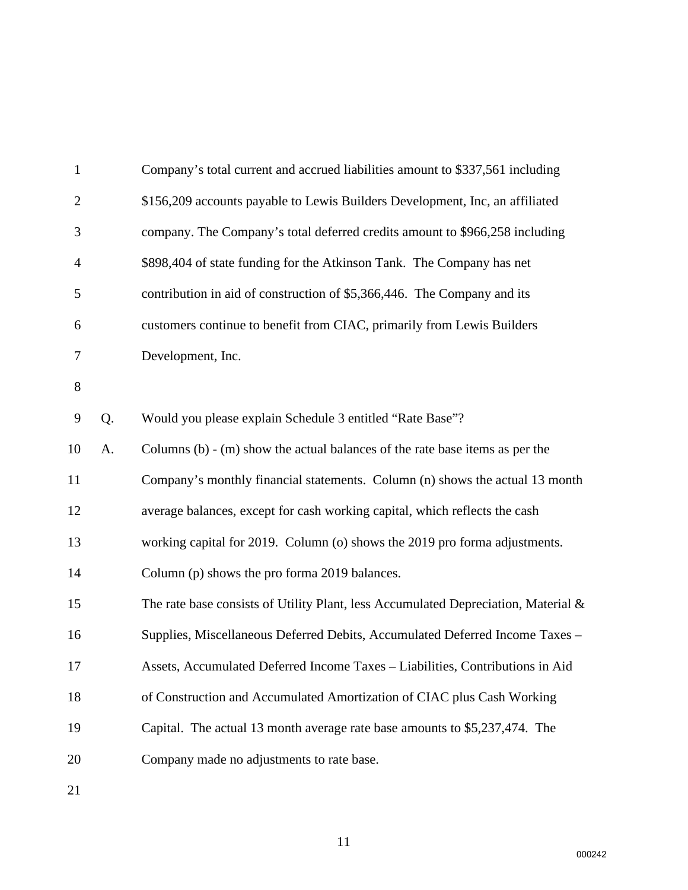Company's total current and accrued liabilities amount to $337,561 including $156,209 accounts payable to Lewis Builders Development, Inc, an affiliated company. The Company's total deferred credits amount to $966,258 including $898,404 of state funding for the Atkinson Tank. The Company has net contribution in aid of construction of $5,366,446. The Company and its customers continue to benefit from CIAC, primarily from Lewis Builders Development, Inc.

Q. Would you please explain Schedule 3 entitled "Rate Base"?

A. Columns (b) - (m) show the actual balances of the rate base items as per the Company's monthly financial statements. Column (n) shows the actual 13 month average balances, except for cash working capital, which reflects the cash working capital for 2019. Column (o) shows the 2019 pro forma adjustments. Column (p) shows the pro forma 2019 balances.

The rate base consists of Utility Plant, less Accumulated Depreciation, Material & Supplies, Miscellaneous Deferred Debits, Accumulated Deferred Income Taxes – Assets, Accumulated Deferred Income Taxes – Liabilities, Contributions in Aid of Construction and Accumulated Amortization of CIAC plus Cash Working Capital. The actual 13 month average rate base amounts to $5,237,474. The Company made no adjustments to rate base.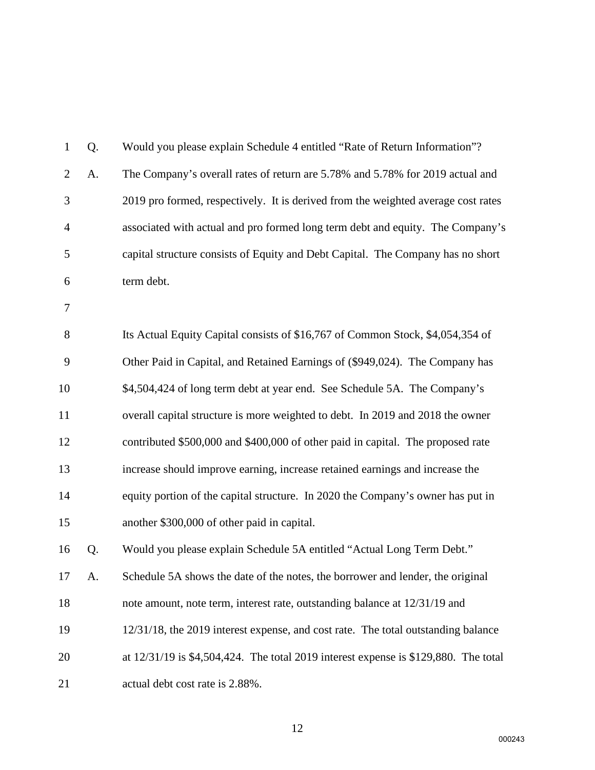Q. Would you please explain Schedule 4 entitled "Rate of Return Information"?

A. The Company's overall rates of return are 5.78% and 5.78% for 2019 actual and 2019 pro formed, respectively. It is derived from the weighted average cost rates associated with actual and pro formed long term debt and equity. The Company's capital structure consists of Equity and Debt Capital. The Company has no short term debt.

Its Actual Equity Capital consists of $16,767 of Common Stock, $4,054,354 of Other Paid in Capital, and Retained Earnings of ($949,024). The Company has $4,504,424 of long term debt at year end. See Schedule 5A. The Company's overall capital structure is more weighted to debt. In 2019 and 2018 the owner contributed $500,000 and $400,000 of other paid in capital. The proposed rate increase should improve earning, increase retained earnings and increase the equity portion of the capital structure. In 2020 the Company's owner has put in another $300,000 of other paid in capital.

Q. Would you please explain Schedule 5A entitled "Actual Long Term Debt."

A. Schedule 5A shows the date of the notes, the borrower and lender, the original note amount, note term, interest rate, outstanding balance at 12/31/19 and 12/31/18, the 2019 interest expense, and cost rate. The total outstanding balance at 12/31/19 is $4,504,424. The total 2019 interest expense is $129,880. The total actual debt cost rate is 2.88%.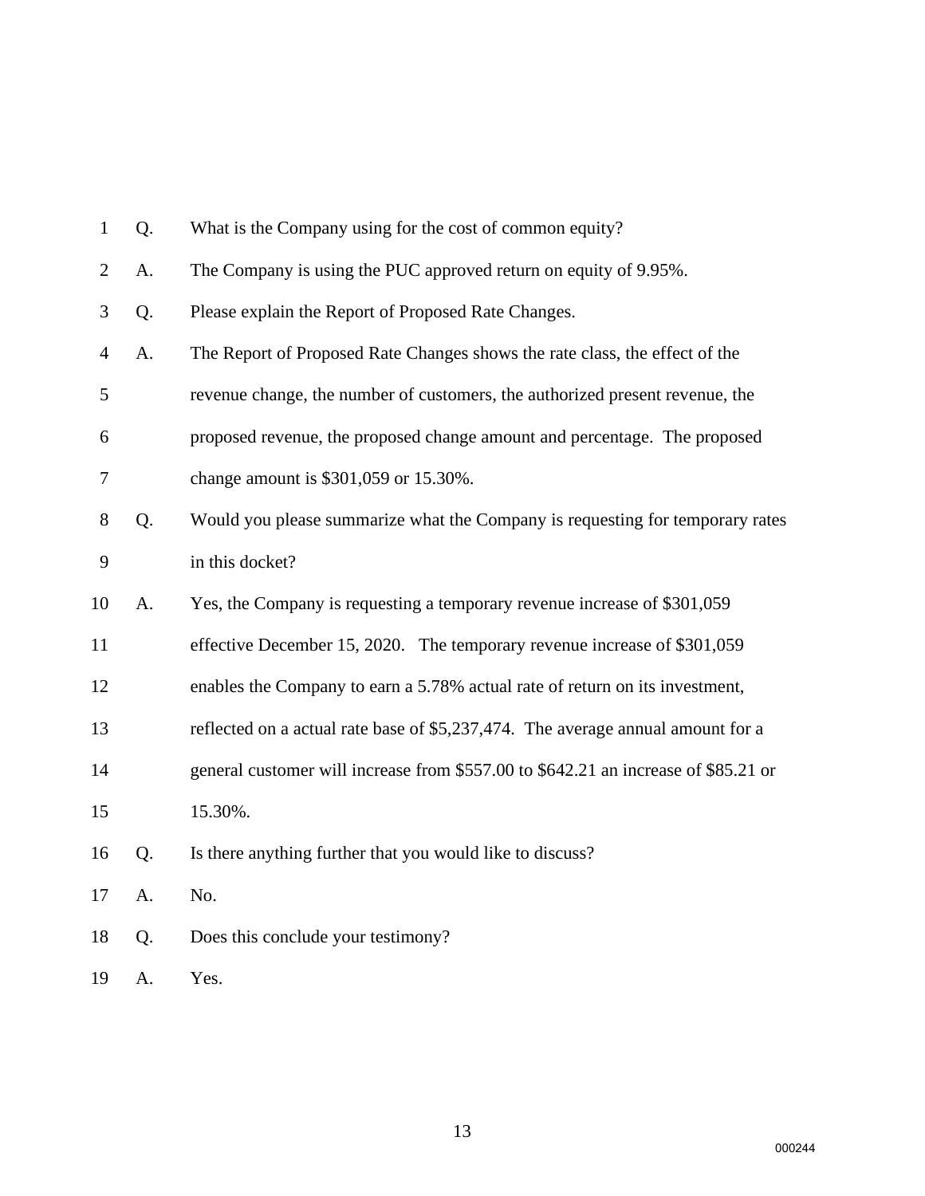Q. What is the Company using for the cost of common equity?

A. The Company is using the PUC approved return on equity of 9.95%.

Q. Please explain the Report of Proposed Rate Changes.

A. The Report of Proposed Rate Changes shows the rate class, the effect of the revenue change, the number of customers, the authorized present revenue, the proposed revenue, the proposed change amount and percentage. The proposed change amount is $301,059 or 15.30%.

Q. Would you please summarize what the Company is requesting for temporary rates in this docket?

A. Yes, the Company is requesting a temporary revenue increase of $301,059 effective December 15, 2020. The temporary revenue increase of $301,059 enables the Company to earn a 5.78% actual rate of return on its investment, reflected on a actual rate base of $5,237,474. The average annual amount for a general customer will increase from $557.00 to $642.21 an increase of $85.21 or 15.30%.

Q. Is there anything further that you would like to discuss?

A. No.

Q. Does this conclude your testimony?

A. Yes.

000244